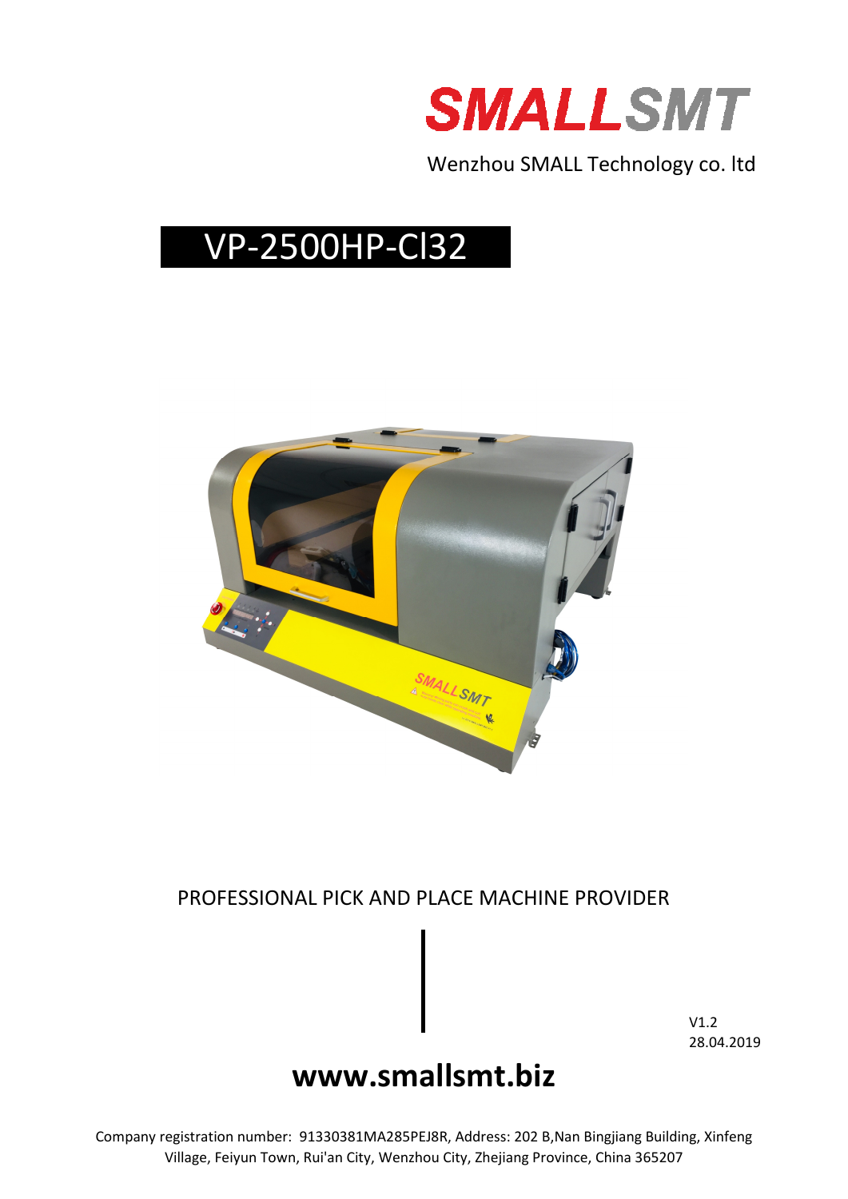# SMALLSMT

Wenzhou SMALL Technology co. ltd

## VP-2500HP-Cl32

PROFESSIONAL PICK AND PLACE MACHINE PROVIDER

V1.2
28.04.2019

**www.smallsmt.biz**

Company registration number: 91330381MA285PEJ8R, Address: 202 B,Nan Bingjiang Building, Xinfeng Village, Feiyun Town, Rui'an City, Wenzhou City, Zhejiang Province, China 365207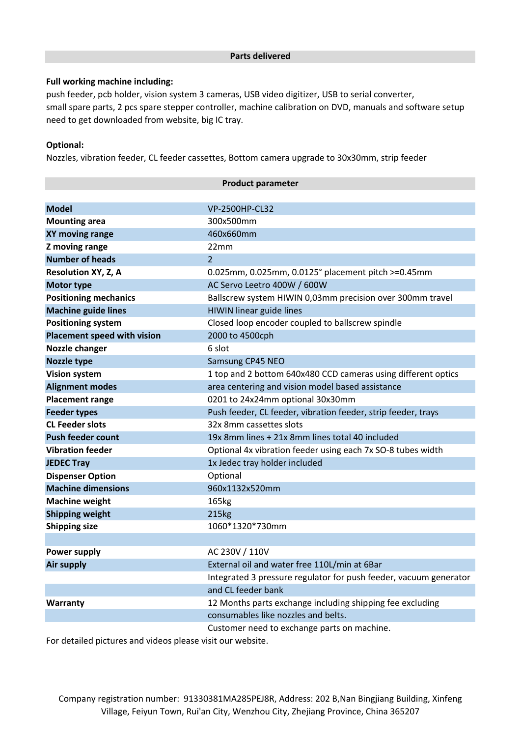## Parts delivered

**Full working machine including:**
push feeder, pcb holder, vision system 3 cameras, USB video digitizer, USB to serial converter, small spare parts, 2 pcs spare stepper controller, machine calibration on DVD, manuals and software setup need to get downloaded from website, big IC tray.

**Optional:**
Nozzles, vibration feeder, CL feeder cassettes, Bottom camera upgrade to 30x30mm, strip feeder

## Product parameter

| | |
|---|---|
| **Model** | VP-2500HP-CL32 |
| **Mounting area** | 300x500mm |
| **XY moving range** | 460x660mm |
| **Z moving range** | 22mm |
| **Number of heads** | 2 |
| **Resolution XY, Z, A** | 0.025mm, 0.025mm, 0.0125° placement pitch >=0.45mm |
| **Motor type** | AC Servo Leetro 400W / 600W |
| **Positioning mechanics** | Ballscrew system HIWIN 0,03mm precision over 300mm travel |
| **Machine guide lines** | HIWIN linear guide lines |
| **Positioning system** | Closed loop encoder coupled to ballscrew spindle |
| **Placement speed with vision** | 2000 to 4500cph |
| **Nozzle changer** | 6 slot |
| **Nozzle type** | Samsung CP45 NEO |
| **Vision system** | 1 top and 2 bottom 640x480 CCD cameras using different optics |
| **Alignment modes** | area centering and vision model based assistance |
| **Placement range** | 0201 to 24x24mm optional 30x30mm |
| **Feeder types** | Push feeder, CL feeder, vibration feeder, strip feeder, trays |
| **CL Feeder slots** | 32x 8mm cassettes slots |
| **Push feeder count** | 19x 8mm lines + 21x 8mm lines total 40 included |
| **Vibration feeder** | Optional 4x vibration feeder using each 7x SO-8 tubes width |
| **JEDEC Tray** | 1x Jedec tray holder included |
| **Dispenser Option** | Optional |
| **Machine dimensions** | 960x1132x520mm |
| **Machine weight** | 165kg |
| **Shipping weight** | 215kg |
| **Shipping size** | 1060*1320*730mm |
| | |
| **Power supply** | AC 230V / 110V |
| **Air supply** | External oil and water free 110L/min at 6Bar |
| | Integrated 3 pressure regulator for push feeder, vacuum generator and CL feeder bank |
| **Warranty** | 12 Months parts exchange including shipping fee excluding consumables like nozzles and belts. |
| | Customer need to exchange parts on machine. |

For detailed pictures and videos please visit our website.

Company registration number: 91330381MA285PEJ8R, Address: 202 B,Nan Bingjiang Building, Xinfeng Village, Feiyun Town, Rui'an City, Wenzhou City, Zhejiang Province, China 365207